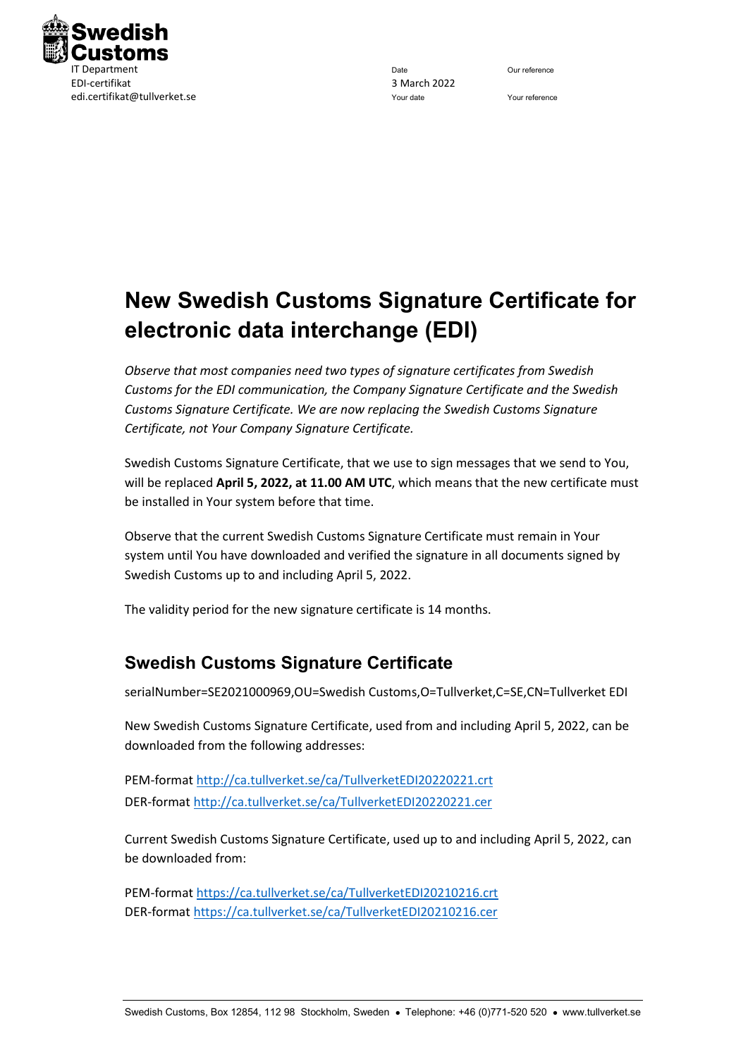Swedish Customs
IT Department
EDI-certifikat
edi.certifikat@tullverket.se

| Date | Our reference |
| --- | --- |
| 3 March 2022 | |
| Your date | Your reference |

# New Swedish Customs Signature Certificate for electronic data interchange (EDI)

*Observe that most companies need two types of signature certificates from Swedish Customs for the EDI communication, the Company Signature Certificate and the Swedish Customs Signature Certificate. We are now replacing the Swedish Customs Signature Certificate, not Your Company Signature Certificate.*

Swedish Customs Signature Certificate, that we use to sign messages that we send to You, will be replaced **April 5, 2022, at 11.00 AM UTC**, which means that the new certificate must be installed in Your system before that time.

Observe that the current Swedish Customs Signature Certificate must remain in Your system until You have downloaded and verified the signature in all documents signed by Swedish Customs up to and including April 5, 2022.

The validity period for the new signature certificate is 14 months.

## Swedish Customs Signature Certificate

serialNumber=SE2021000969,OU=Swedish Customs,O=Tullverket,C=SE,CN=Tullverket EDI

New Swedish Customs Signature Certificate, used from and including April 5, 2022, can be downloaded from the following addresses:

PEM-format http://ca.tullverket.se/ca/TullverketEDI20220221.crt
DER-format http://ca.tullverket.se/ca/TullverketEDI20220221.cer

Current Swedish Customs Signature Certificate, used up to and including April 5, 2022, can be downloaded from:

PEM-format https://ca.tullverket.se/ca/TullverketEDI20210216.crt
DER-format https://ca.tullverket.se/ca/TullverketEDI20210216.cer

Swedish Customs, Box 12854, 112 98 Stockholm, Sweden • Telephone: +46 (0)771-520 520 • www.tullverket.se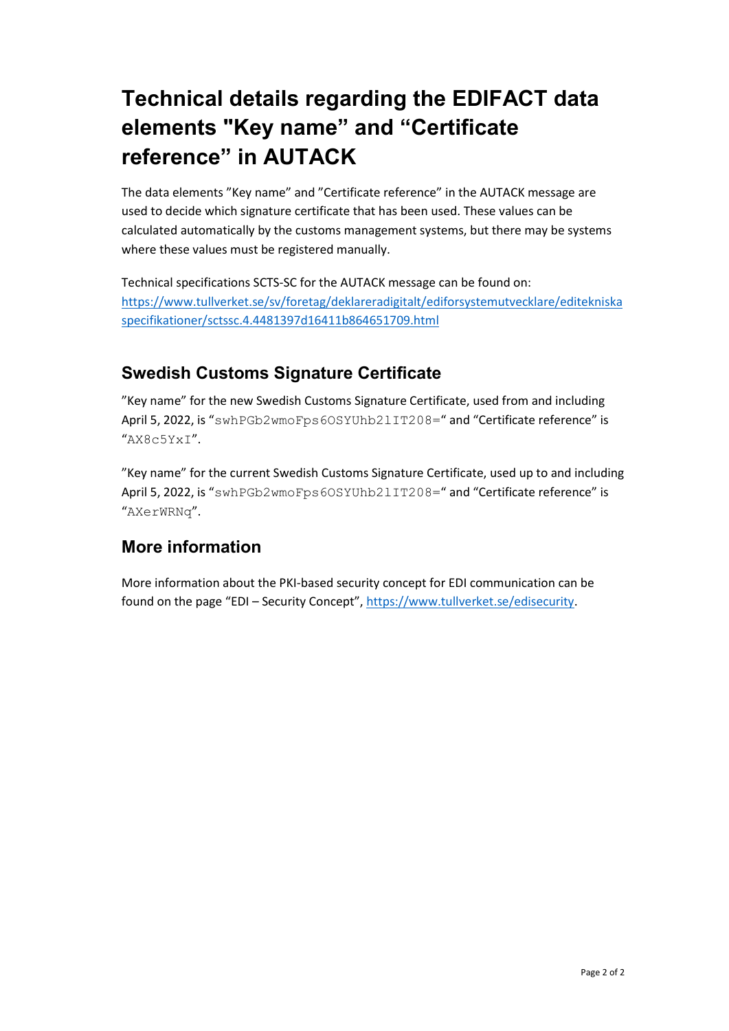# Technical details regarding the EDIFACT data elements "Key name" and "Certificate reference" in AUTACK

The data elements ”Key name” and ”Certificate reference” in the AUTACK message are used to decide which signature certificate that has been used. These values can be calculated automatically by the customs management systems, but there may be systems where these values must be registered manually.

Technical specifications SCTS-SC for the AUTACK message can be found on: [https://www.tullverket.se/sv/foretag/deklareradigitalt/ediforsystemutvecklare/editekniskaspecifikationer/sctssc.4.4481397d16411b864651709.html](https://www.tullverket.se/sv/foretag/deklareradigitalt/ediforsystemutvecklare/editekniskaspecifikationer/sctssc.4.4481397d16411b864651709.html)

## Swedish Customs Signature Certificate

”Key name” for the new Swedish Customs Signature Certificate, used from and including April 5, 2022, is “swhPGb2wmoFps6OSYUhb2lIT208=“ and “Certificate reference” is “AX8c5YxI”.

”Key name” for the current Swedish Customs Signature Certificate, used up to and including April 5, 2022, is “swhPGb2wmoFps6OSYUhb2lIT208=“ and “Certificate reference” is “AXerWRNq”.

## More information

More information about the PKI-based security concept for EDI communication can be found on the page “EDI – Security Concept”, [https://www.tullverket.se/edisecurity](https://www.tullverket.se/edisecurity).